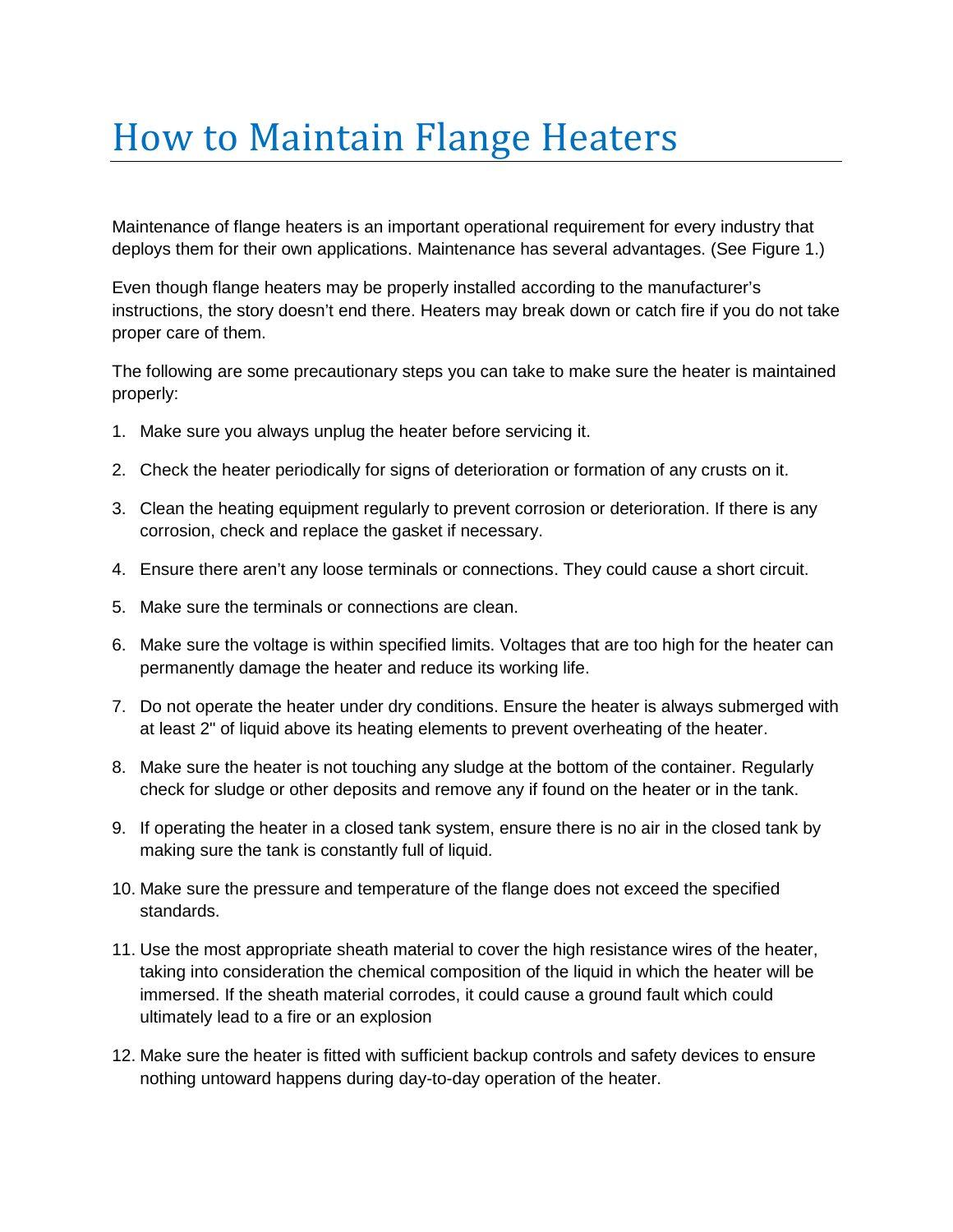# How to Maintain Flange Heaters

Maintenance of flange heaters is an important operational requirement for every industry that deploys them for their own applications. Maintenance has several advantages. (See Figure 1.)

Even though flange heaters may be properly installed according to the manufacturer's instructions, the story doesn't end there. Heaters may break down or catch fire if you do not take proper care of them.

The following are some precautionary steps you can take to make sure the heater is maintained properly:

1. Make sure you always unplug the heater before servicing it.
2. Check the heater periodically for signs of deterioration or formation of any crusts on it.
3. Clean the heating equipment regularly to prevent corrosion or deterioration. If there is any corrosion, check and replace the gasket if necessary.
4. Ensure there aren't any loose terminals or connections. They could cause a short circuit.
5. Make sure the terminals or connections are clean.
6. Make sure the voltage is within specified limits. Voltages that are too high for the heater can permanently damage the heater and reduce its working life.
7. Do not operate the heater under dry conditions. Ensure the heater is always submerged with at least 2" of liquid above its heating elements to prevent overheating of the heater.
8. Make sure the heater is not touching any sludge at the bottom of the container. Regularly check for sludge or other deposits and remove any if found on the heater or in the tank.
9. If operating the heater in a closed tank system, ensure there is no air in the closed tank by making sure the tank is constantly full of liquid.
10. Make sure the pressure and temperature of the flange does not exceed the specified standards.
11. Use the most appropriate sheath material to cover the high resistance wires of the heater, taking into consideration the chemical composition of the liquid in which the heater will be immersed. If the sheath material corrodes, it could cause a ground fault which could ultimately lead to a fire or an explosion
12. Make sure the heater is fitted with sufficient backup controls and safety devices to ensure nothing untoward happens during day-to-day operation of the heater.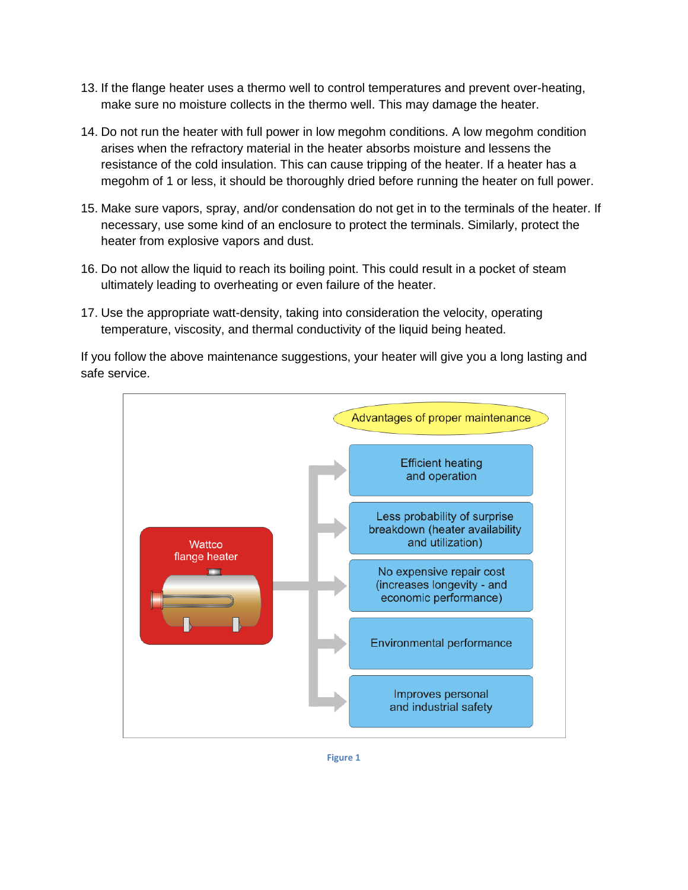13. If the flange heater uses a thermo well to control temperatures and prevent over-heating, make sure no moisture collects in the thermo well. This may damage the heater.

14. Do not run the heater with full power in low megohm conditions. A low megohm condition arises when the refractory material in the heater absorbs moisture and lessens the resistance of the cold insulation. This can cause tripping of the heater. If a heater has a megohm of 1 or less, it should be thoroughly dried before running the heater on full power.

15. Make sure vapors, spray, and/or condensation do not get in to the terminals of the heater. If necessary, use some kind of an enclosure to protect the terminals. Similarly, protect the heater from explosive vapors and dust.

16. Do not allow the liquid to reach its boiling point. This could result in a pocket of steam ultimately leading to overheating or even failure of the heater.

17. Use the appropriate watt-density, taking into consideration the velocity, operating temperature, viscosity, and thermal conductivity of the liquid being heated.

If you follow the above maintenance suggestions, your heater will give you a long lasting and safe service.

Advantages of proper maintenance

Wattco flange heater

Efficient heating and operation

Less probability of surprise breakdown (heater availability and utilization)

No expensive repair cost (increases longevity - and economic performance)

Environmental performance

Improves personal and industrial safety

Figure 1